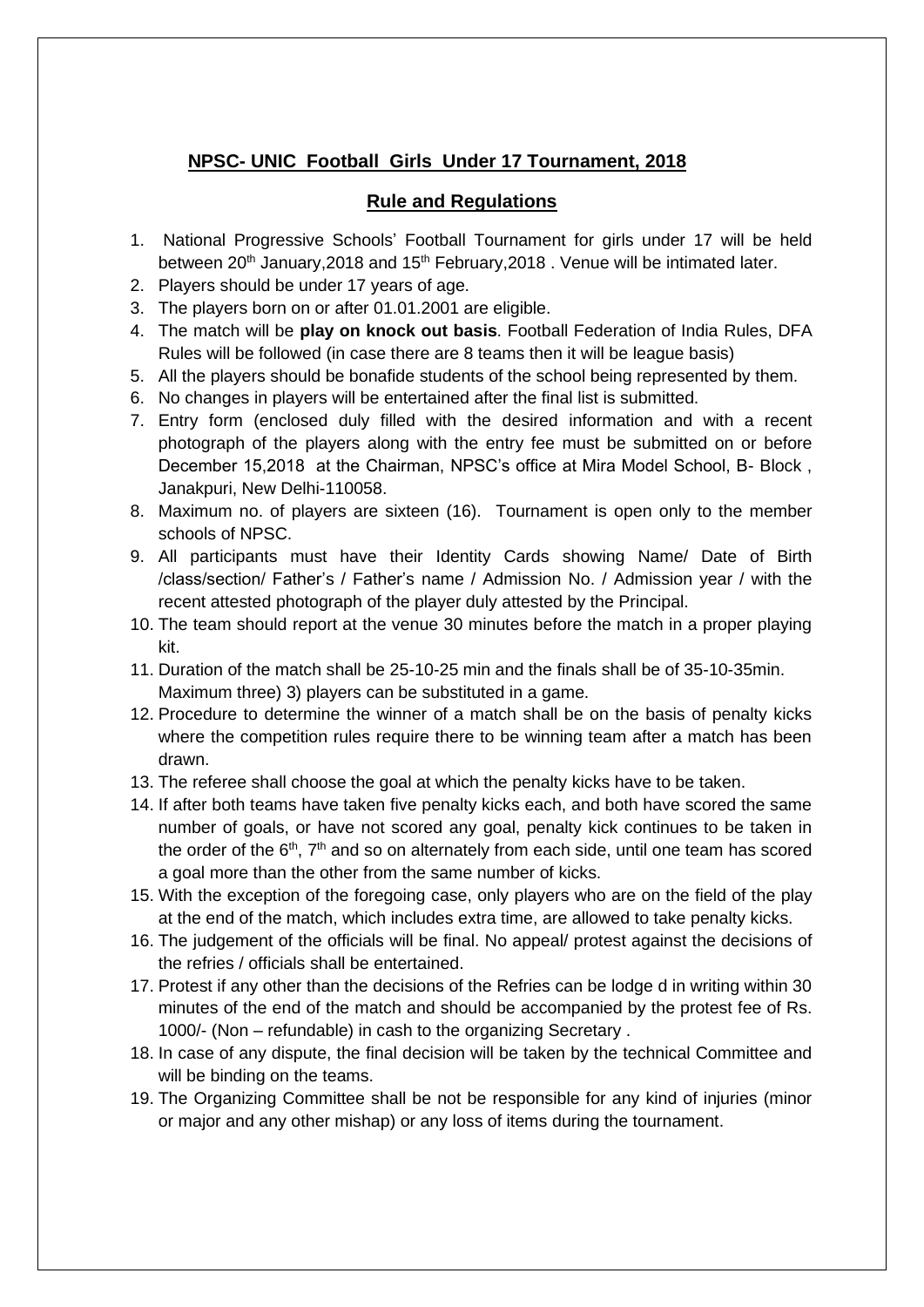## NPSC- UNIC Football Girls Under 17 Tournament, 2018

### Rule and Regulations

1. National Progressive Schools' Football Tournament for girls under 17 will be held between 20th January,2018 and 15th February,2018 . Venue will be intimated later.
2. Players should be under 17 years of age.
3. The players born on or after 01.01.2001 are eligible.
4. The match will be **play on knock out basis**. Football Federation of India Rules, DFA Rules will be followed (in case there are 8 teams then it will be league basis)
5. All the players should be bonafide students of the school being represented by them.
6. No changes in players will be entertained after the final list is submitted.
7. Entry form (enclosed duly filled with the desired information and with a recent photograph of the players along with the entry fee must be submitted on or before December 15,2018 at the Chairman, NPSC's office at Mira Model School, B- Block , Janakpuri, New Delhi-110058.
8. Maximum no. of players are sixteen (16). Tournament is open only to the member schools of NPSC.
9. All participants must have their Identity Cards showing Name/ Date of Birth /class/section/ Father's / Father's name / Admission No. / Admission year / with the recent attested photograph of the player duly attested by the Principal.
10. The team should report at the venue 30 minutes before the match in a proper playing kit.
11. Duration of the match shall be 25-10-25 min and the finals shall be of 35-10-35min. Maximum three) 3) players can be substituted in a game.
12. Procedure to determine the winner of a match shall be on the basis of penalty kicks where the competition rules require there to be winning team after a match has been drawn.
13. The referee shall choose the goal at which the penalty kicks have to be taken.
14. If after both teams have taken five penalty kicks each, and both have scored the same number of goals, or have not scored any goal, penalty kick continues to be taken in the order of the 6th, 7th and so on alternately from each side, until one team has scored a goal more than the other from the same number of kicks.
15. With the exception of the foregoing case, only players who are on the field of the play at the end of the match, which includes extra time, are allowed to take penalty kicks.
16. The judgement of the officials will be final. No appeal/ protest against the decisions of the refries / officials shall be entertained.
17. Protest if any other than the decisions of the Refries can be lodge d in writing within 30 minutes of the end of the match and should be accompanied by the protest fee of Rs. 1000/- (Non – refundable) in cash to the organizing Secretary .
18. In case of any dispute, the final decision will be taken by the technical Committee and will be binding on the teams.
19. The Organizing Committee shall be not be responsible for any kind of injuries (minor or major and any other mishap) or any loss of items during the tournament.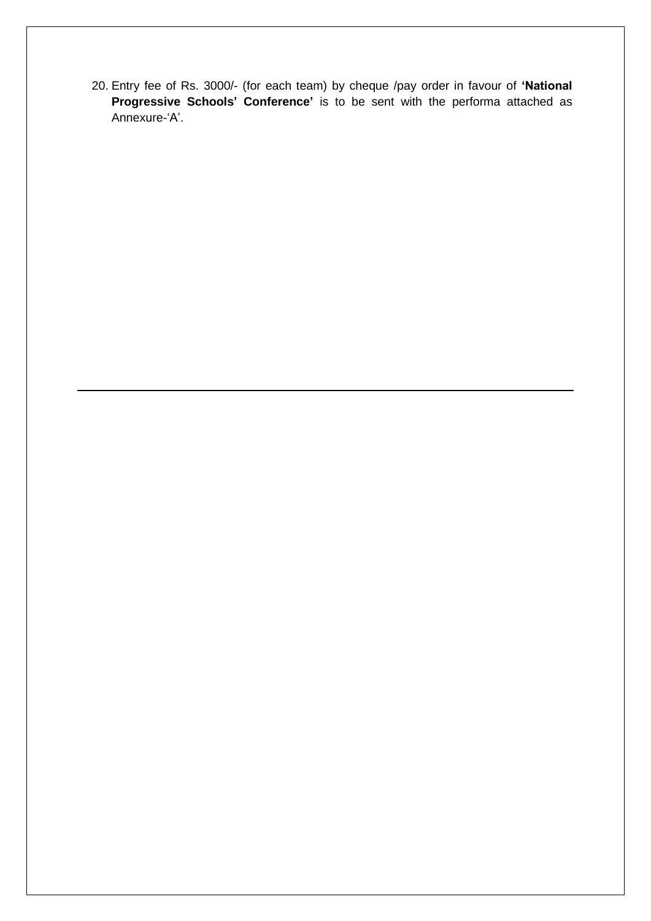20. Entry fee of Rs. 3000/- (for each team) by cheque /pay order in favour of **'National Progressive Schools' Conference'** is to be sent with the performa attached as Annexure-'A'.

---